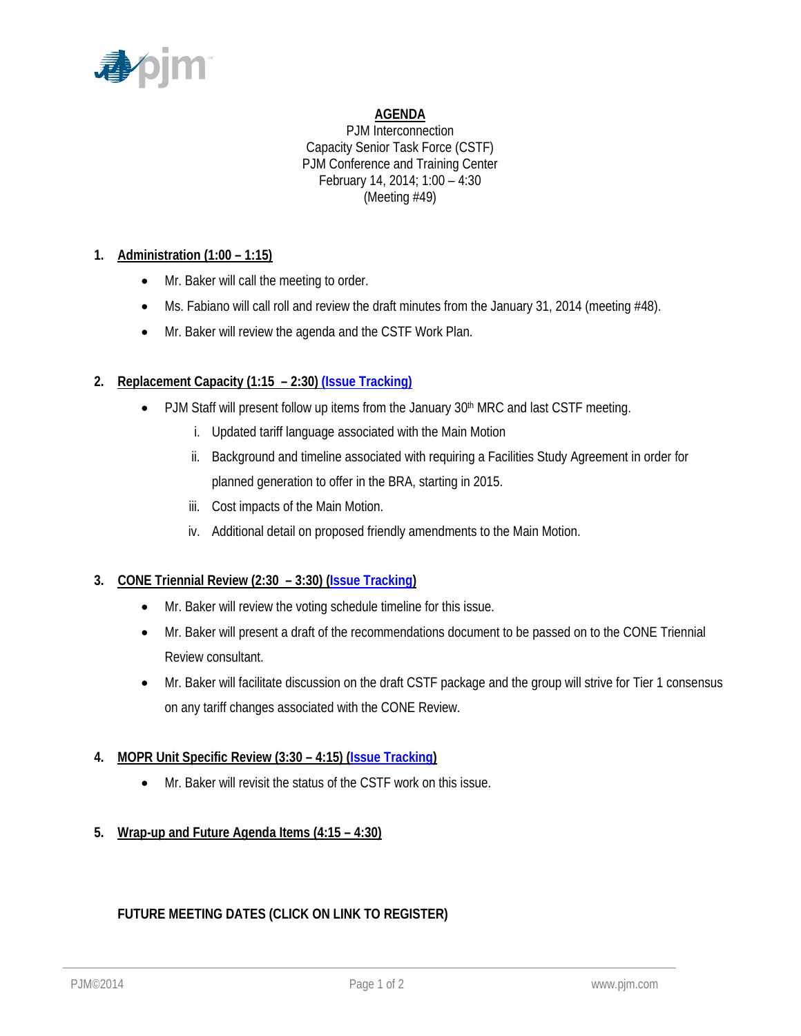# AGENDA

PJM Interconnection
Capacity Senior Task Force (CSTF)
PJM Conference and Training Center
February 14, 2014; 1:00 – 4:30
(Meeting #49)

## 1. Administration (1:00 – 1:15)

- Mr. Baker will call the meeting to order.
- Ms. Fabiano will call roll and review the draft minutes from the January 31, 2014 (meeting #48).
- Mr. Baker will review the agenda and the CSTF Work Plan.

## 2. Replacement Capacity (1:15 – 2:30) (Issue Tracking)

- PJM Staff will present follow up items from the January 30th MRC and last CSTF meeting.
  - i. Updated tariff language associated with the Main Motion
  - ii. Background and timeline associated with requiring a Facilities Study Agreement in order for planned generation to offer in the BRA, starting in 2015.
  - iii. Cost impacts of the Main Motion.
  - iv. Additional detail on proposed friendly amendments to the Main Motion.

## 3. CONE Triennial Review (2:30 – 3:30) (Issue Tracking)

- Mr. Baker will review the voting schedule timeline for this issue.
- Mr. Baker will present a draft of the recommendations document to be passed on to the CONE Triennial Review consultant.
- Mr. Baker will facilitate discussion on the draft CSTF package and the group will strive for Tier 1 consensus on any tariff changes associated with the CONE Review.

## 4. MOPR Unit Specific Review (3:30 – 4:15) (Issue Tracking)

- Mr. Baker will revisit the status of the CSTF work on this issue.

## 5. Wrap-up and Future Agenda Items (4:15 – 4:30)

**FUTURE MEETING DATES (CLICK ON LINK TO REGISTER)**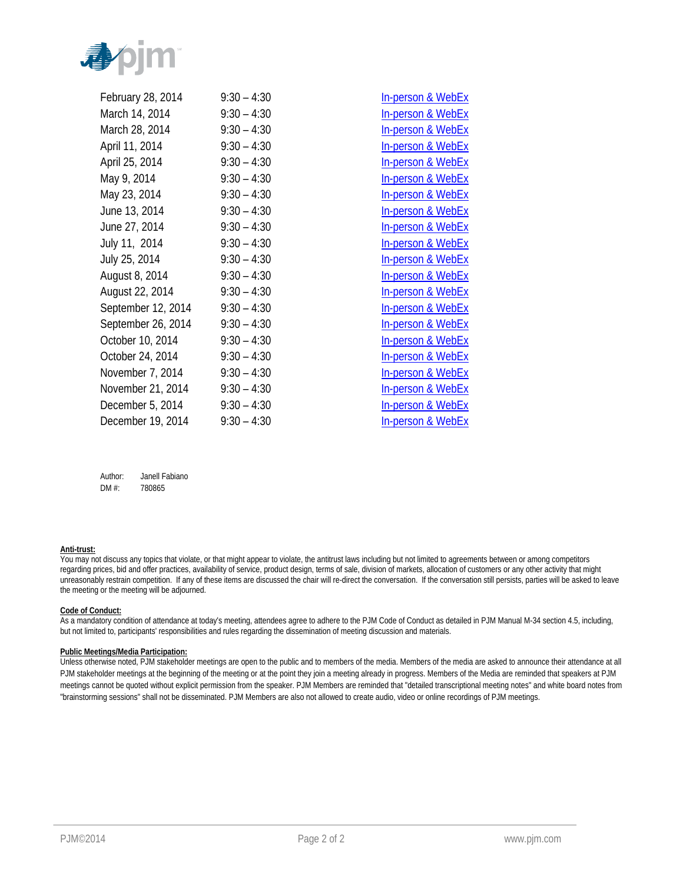| | | |
|---|---|---|
| February 28, 2014 | 9:30 – 4:30 | In-person & WebEx |
| March 14, 2014 | 9:30 – 4:30 | In-person & WebEx |
| March 28, 2014 | 9:30 – 4:30 | In-person & WebEx |
| April 11, 2014 | 9:30 – 4:30 | In-person & WebEx |
| April 25, 2014 | 9:30 – 4:30 | In-person & WebEx |
| May 9, 2014 | 9:30 – 4:30 | In-person & WebEx |
| May 23, 2014 | 9:30 – 4:30 | In-person & WebEx |
| June 13, 2014 | 9:30 – 4:30 | In-person & WebEx |
| June 27, 2014 | 9:30 – 4:30 | In-person & WebEx |
| July 11, 2014 | 9:30 – 4:30 | In-person & WebEx |
| July 25, 2014 | 9:30 – 4:30 | In-person & WebEx |
| August 8, 2014 | 9:30 – 4:30 | In-person & WebEx |
| August 22, 2014 | 9:30 – 4:30 | In-person & WebEx |
| September 12, 2014 | 9:30 – 4:30 | In-person & WebEx |
| September 26, 2014 | 9:30 – 4:30 | In-person & WebEx |
| October 10, 2014 | 9:30 – 4:30 | In-person & WebEx |
| October 24, 2014 | 9:30 – 4:30 | In-person & WebEx |
| November 7, 2014 | 9:30 – 4:30 | In-person & WebEx |
| November 21, 2014 | 9:30 – 4:30 | In-person & WebEx |
| December 5, 2014 | 9:30 – 4:30 | In-person & WebEx |
| December 19, 2014 | 9:30 – 4:30 | In-person & WebEx |

Author: Janell Fabiano
DM #: 780865

**Anti-trust:**
You may not discuss any topics that violate, or that might appear to violate, the antitrust laws including but not limited to agreements between or among competitors regarding prices, bid and offer practices, availability of service, product design, terms of sale, division of markets, allocation of customers or any other activity that might unreasonably restrain competition. If any of these items are discussed the chair will re-direct the conversation. If the conversation still persists, parties will be asked to leave the meeting or the meeting will be adjourned.

**Code of Conduct:**
As a mandatory condition of attendance at today's meeting, attendees agree to adhere to the PJM Code of Conduct as detailed in PJM Manual M-34 section 4.5, including, but not limited to, participants' responsibilities and rules regarding the dissemination of meeting discussion and materials.

**Public Meetings/Media Participation:**
Unless otherwise noted, PJM stakeholder meetings are open to the public and to members of the media. Members of the media are asked to announce their attendance at all PJM stakeholder meetings at the beginning of the meeting or at the point they join a meeting already in progress. Members of the Media are reminded that speakers at PJM meetings cannot be quoted without explicit permission from the speaker. PJM Members are reminded that "detailed transcriptional meeting notes" and white board notes from "brainstorming sessions" shall not be disseminated. PJM Members are also not allowed to create audio, video or online recordings of PJM meetings.